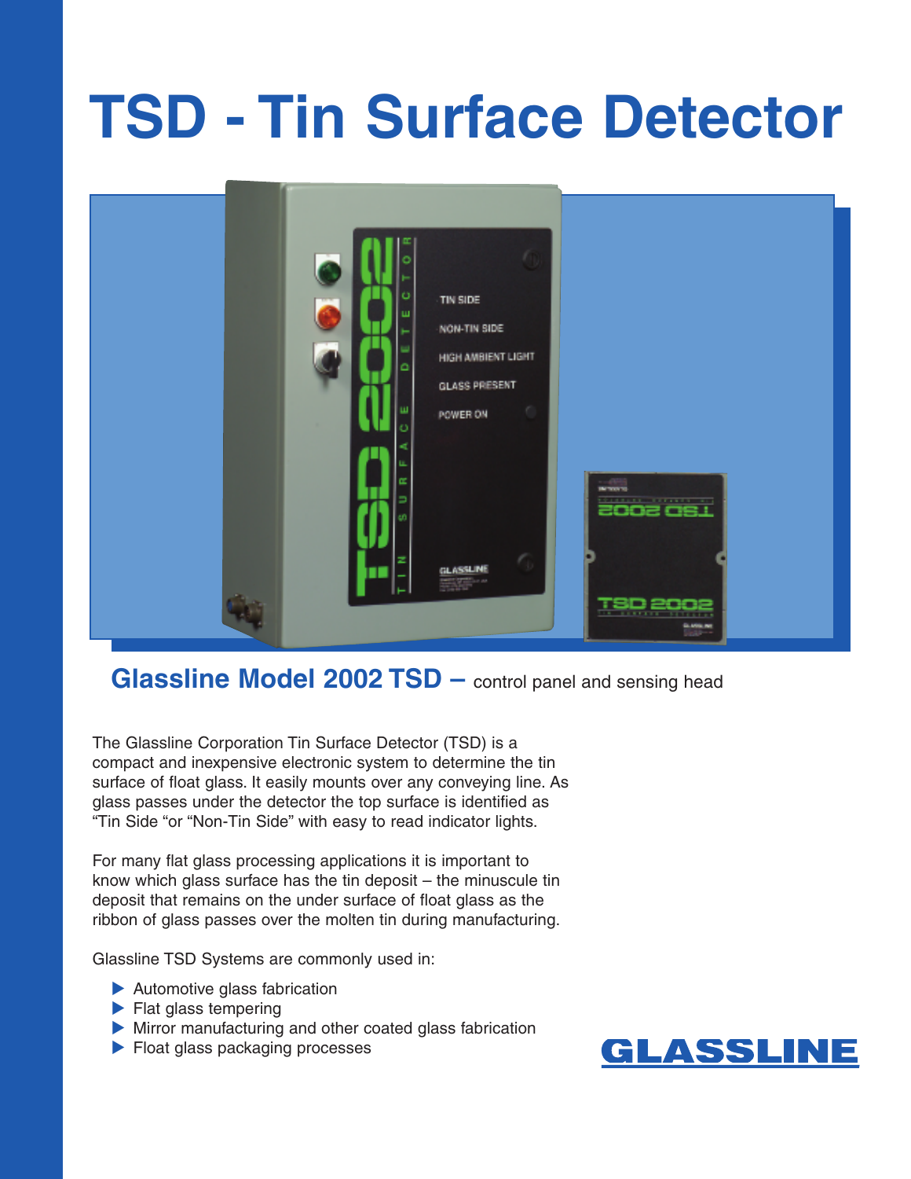# TSD - Tin Surface Detector

## Glassline Model 2002 TSD – control panel and sensing head

The Glassline Corporation Tin Surface Detector (TSD) is a compact and inexpensive electronic system to determine the tin surface of float glass. It easily mounts over any conveying line. As glass passes under the detector the top surface is identified as "Tin Side "or "Non-Tin Side" with easy to read indicator lights.

For many flat glass processing applications it is important to know which glass surface has the tin deposit – the minuscule tin deposit that remains on the under surface of float glass as the ribbon of glass passes over the molten tin during manufacturing.

Glassline TSD Systems are commonly used in:

- Automotive glass fabrication
- Flat glass tempering
- Mirror manufacturing and other coated glass fabrication
- Float glass packaging processes

GLASSLINE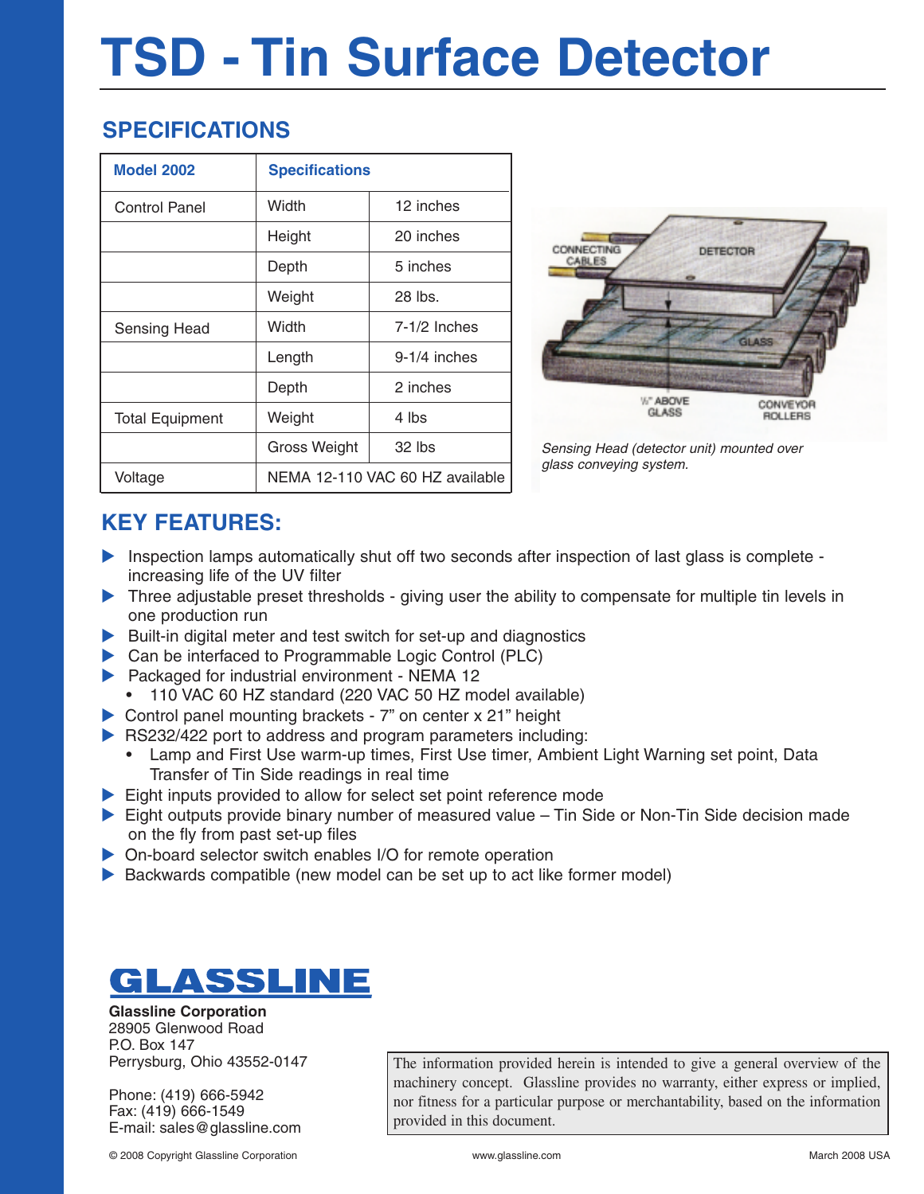# TSD - Tin Surface Detector

## SPECIFICATIONS

| Model 2002 | Specifications | |
|---|---|---|
| Control Panel | Width | 12 inches |
| | Height | 20 inches |
| | Depth | 5 inches |
| | Weight | 28 lbs. |
| Sensing Head | Width | 7-1/2 Inches |
| | Length | 9-1/4 inches |
| | Depth | 2 inches |
| Total Equipment | Weight | 4 lbs |
| | Gross Weight | 32 lbs |
| Voltage | NEMA 12-110 VAC 60 HZ available | |

CONNECTING CABLES
DETECTOR
GLASS
½" ABOVE GLASS
CONVEYOR ROLLERS

*Sensing Head (detector unit) mounted over glass conveying system.*

## KEY FEATURES:

- Inspection lamps automatically shut off two seconds after inspection of last glass is complete - increasing life of the UV filter
- Three adjustable preset thresholds - giving user the ability to compensate for multiple tin levels in one production run
- Built-in digital meter and test switch for set-up and diagnostics
- Can be interfaced to Programmable Logic Control (PLC)
- Packaged for industrial environment - NEMA 12
  - 110 VAC 60 HZ standard (220 VAC 50 HZ model available)
- Control panel mounting brackets - 7" on center x 21" height
- RS232/422 port to address and program parameters including:
  - Lamp and First Use warm-up times, First Use timer, Ambient Light Warning set point, Data Transfer of Tin Side readings in real time
- Eight inputs provided to allow for select set point reference mode
- Eight outputs provide binary number of measured value – Tin Side or Non-Tin Side decision made on the fly from past set-up files
- On-board selector switch enables I/O for remote operation
- Backwards compatible (new model can be set up to act like former model)

**GLASSLINE**

**Glassline Corporation**
28905 Glenwood Road
P.O. Box 147
Perrysburg, Ohio 43552-0147

Phone: (419) 666-5942
Fax: (419) 666-1549
E-mail: sales@glassline.com

The information provided herein is intended to give a general overview of the machinery concept. Glassline provides no warranty, either express or implied, nor fitness for a particular purpose or merchantability, based on the information provided in this document.

© 2008 Copyright Glassline Corporation www.glassline.com March 2008 USA